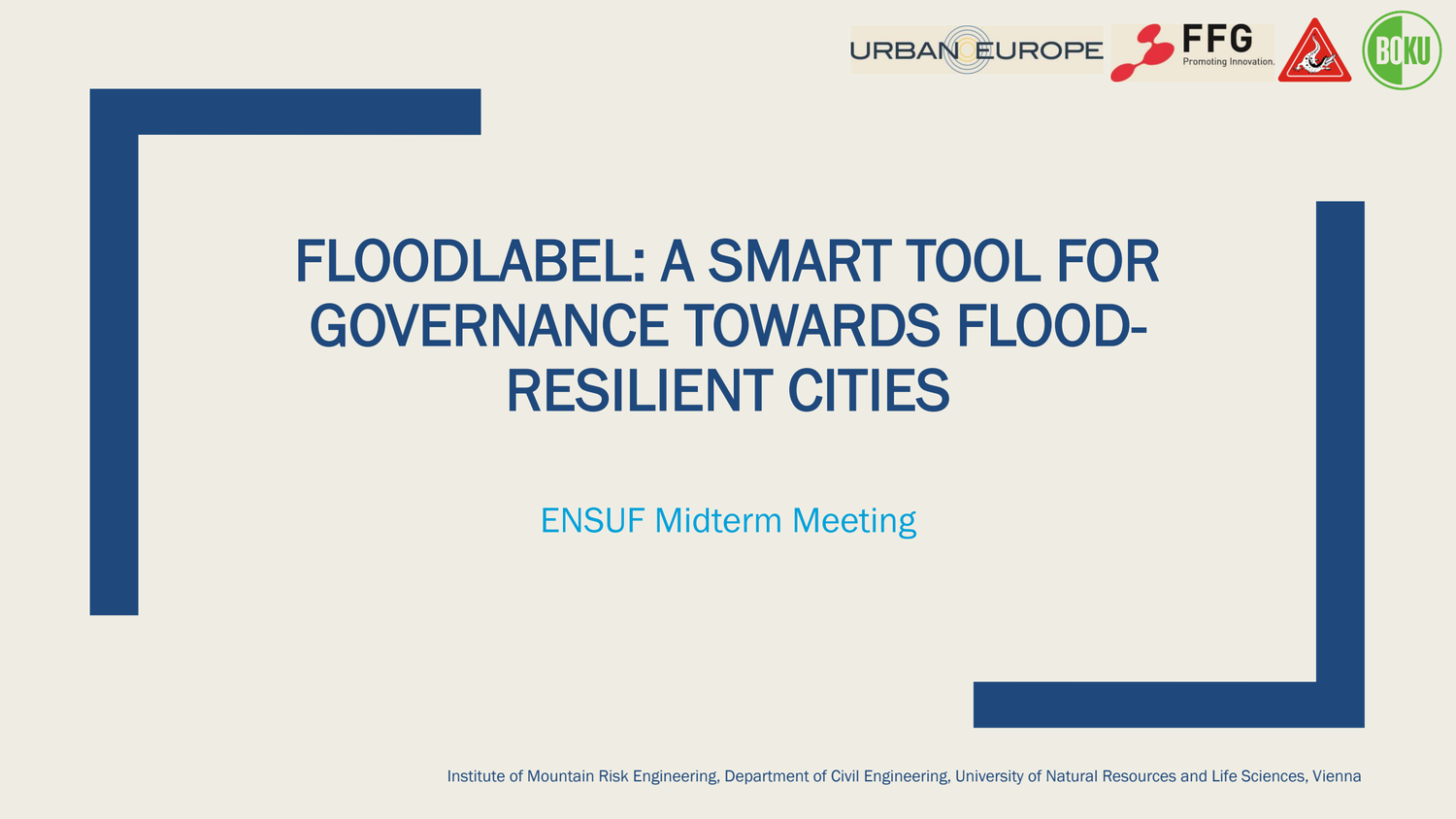# FLOODLABEL: A SMART TOOL FOR GOVERNANCE TOWARDS FLOOD-RESILIENT CITIES

ENSUF Midterm Meeting

Institute of Mountain Risk Engineering, Department of Civil Engineering, University of Natural Resources and Life Sciences, Vienna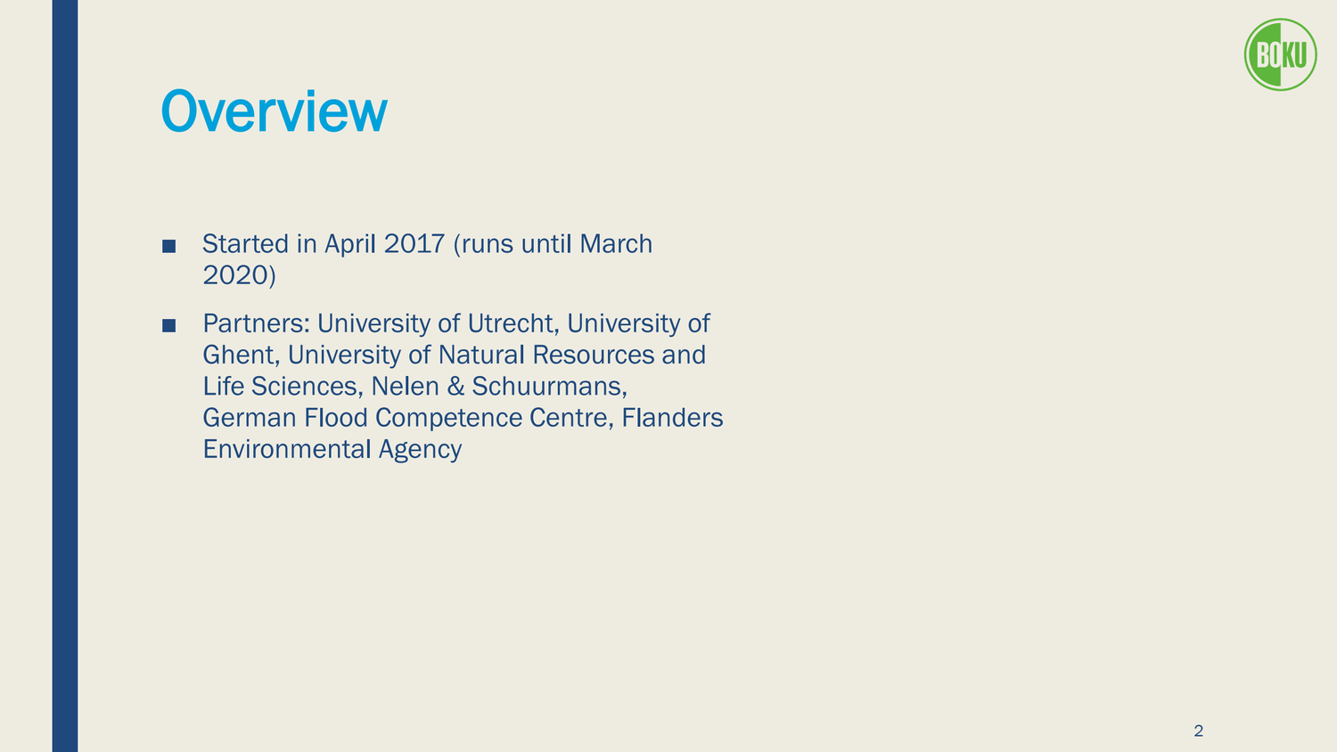# Overview

- Started in April 2017 (runs until March 2020)
- Partners: University of Utrecht, University of Ghent, University of Natural Resources and Life Sciences, Nelen & Schuurmans, German Flood Competence Centre, Flanders Environmental Agency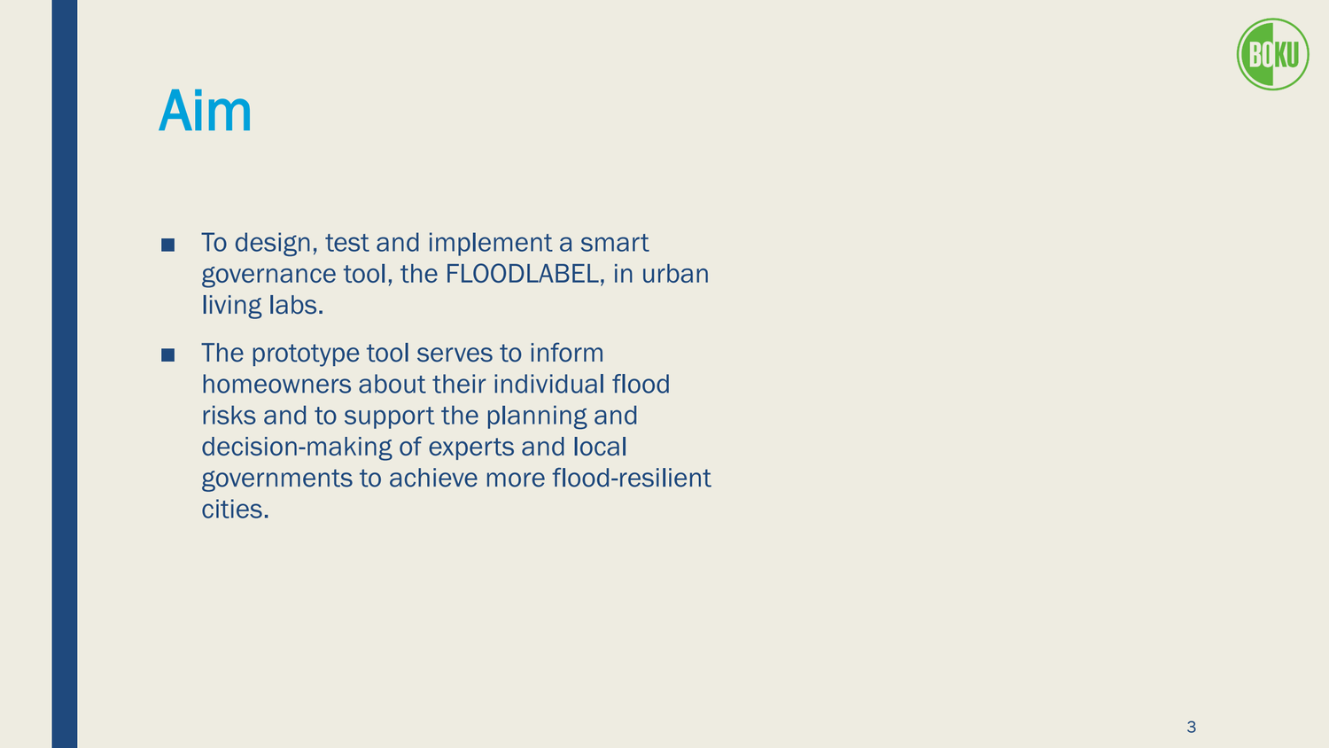# Aim

- To design, test and implement a smart governance tool, the FLOODLABEL, in urban living labs.
- The prototype tool serves to inform homeowners about their individual flood risks and to support the planning and decision-making of experts and local governments to achieve more flood-resilient cities.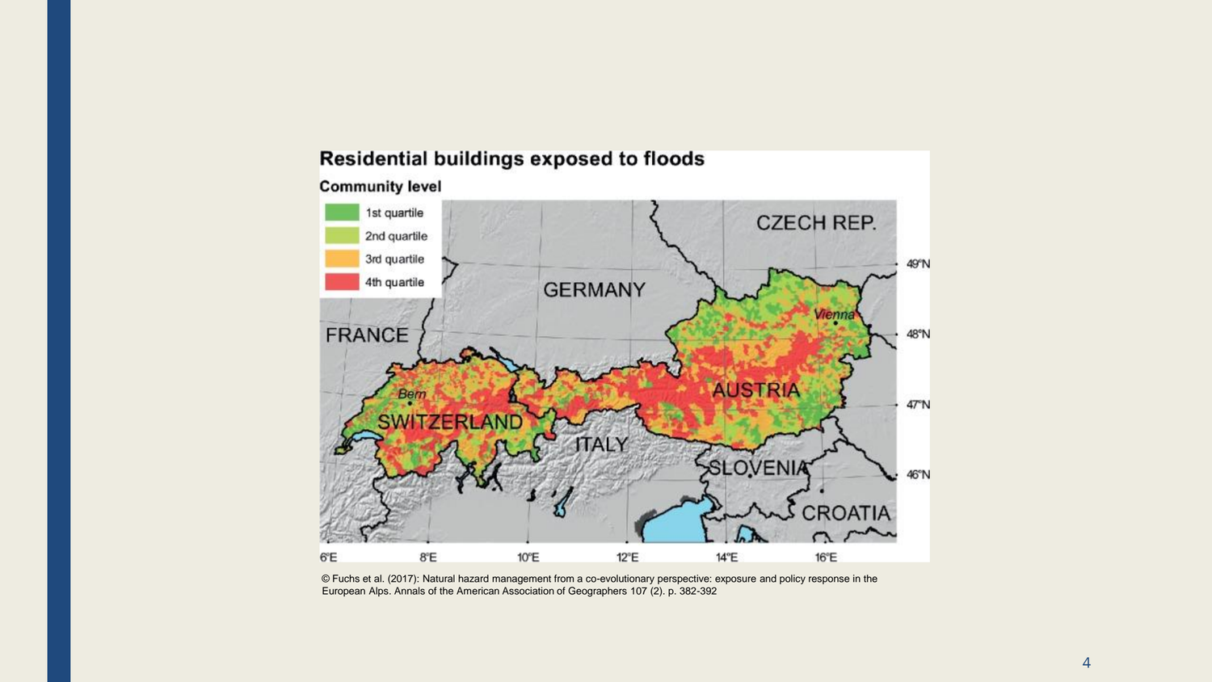Residential buildings exposed to floods

Community level

- 1st quartile
- 2nd quartile
- 3rd quartile
- 4th quartile

© Fuchs et al. (2017): Natural hazard management from a co-evolutionary perspective: exposure and policy response in the European Alps. Annals of the American Association of Geographers 107 (2). p. 382-392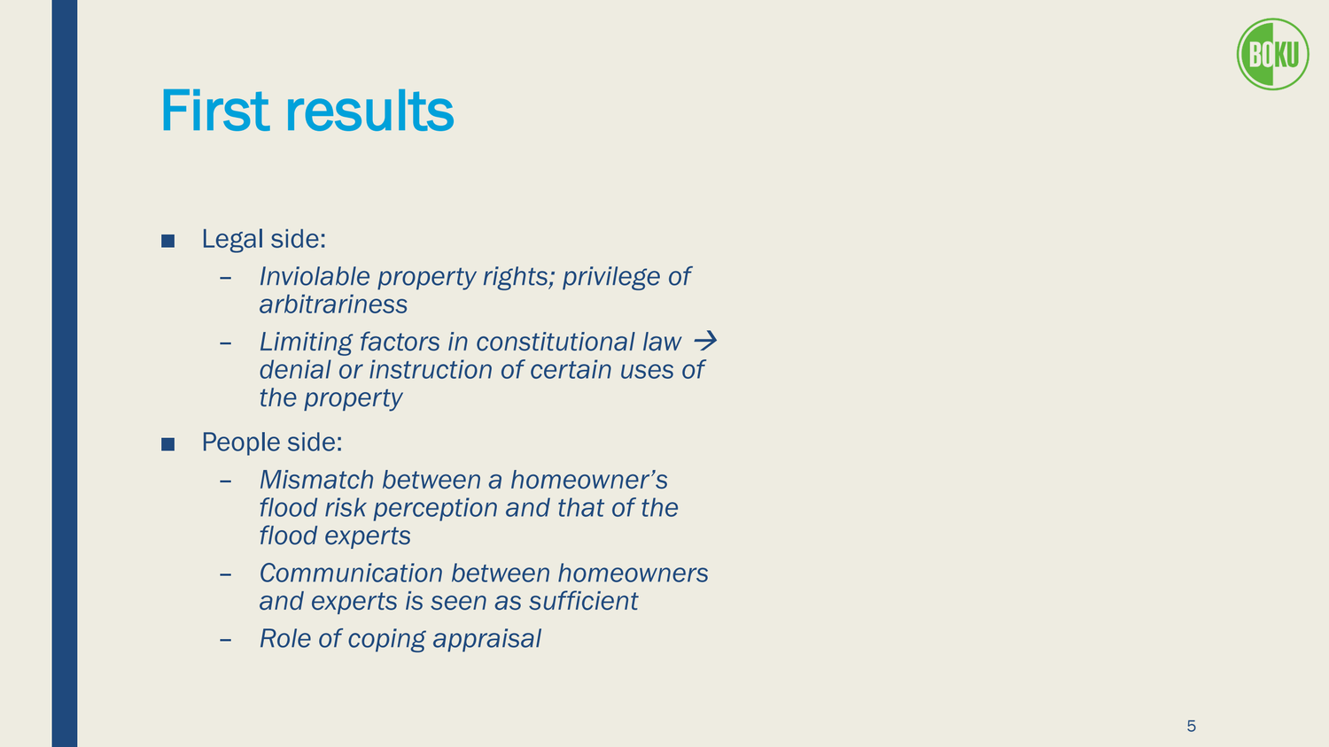# First results

- Legal side:
  - *Inviolable property rights; privilege of arbitrariness*
  - *Limiting factors in constitutional law → denial or instruction of certain uses of the property*
- People side:
  - *Mismatch between a homeowner's flood risk perception and that of the flood experts*
  - *Communication between homeowners and experts is seen as sufficient*
  - *Role of coping appraisal*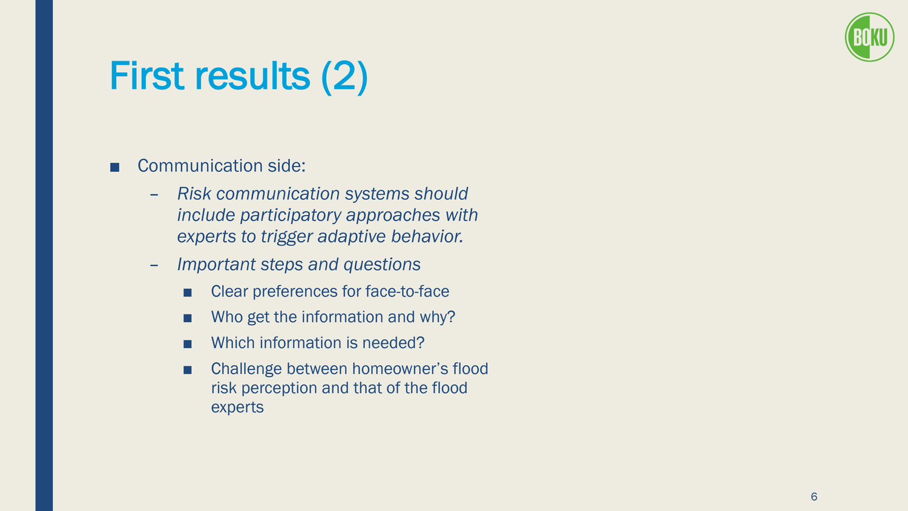# First results (2)

- Communication side:
  - *Risk communication systems should include participatory approaches with experts to trigger adaptive behavior.*
  - *Important steps and questions*
    - Clear preferences for face-to-face
    - Who get the information and why?
    - Which information is needed?
    - Challenge between homeowner's flood risk perception and that of the flood experts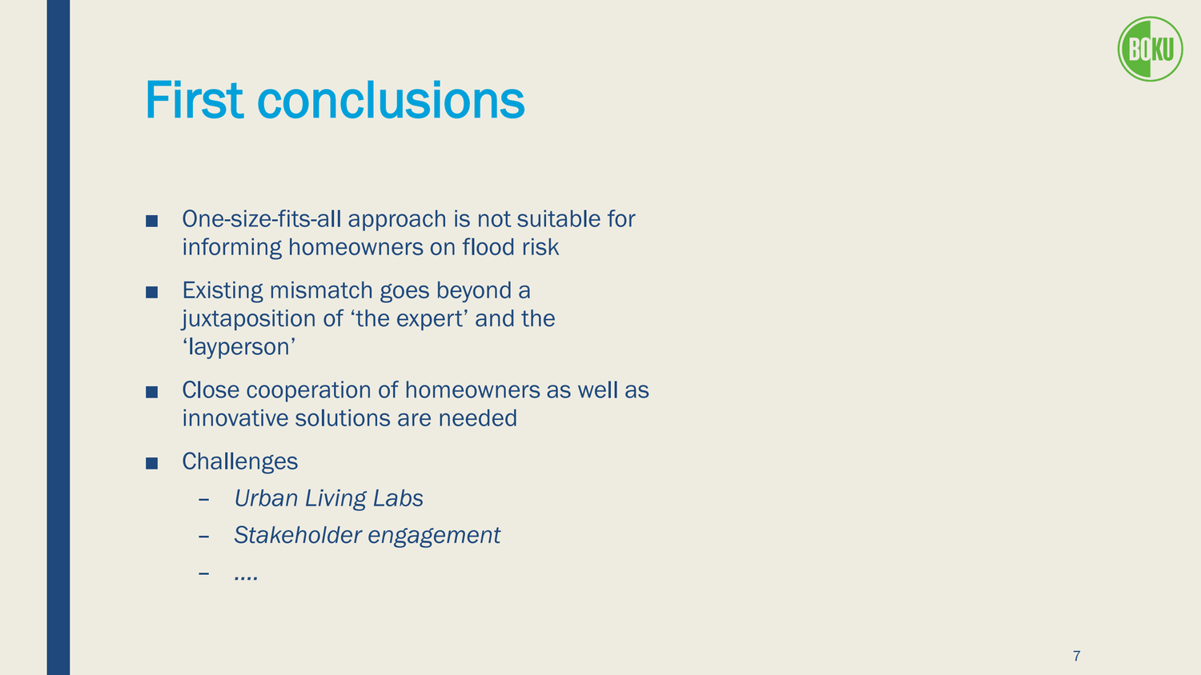# First conclusions

- One-size-fits-all approach is not suitable for informing homeowners on flood risk
- Existing mismatch goes beyond a juxtaposition of ‘the expert’ and the ‘layperson’
- Close cooperation of homeowners as well as innovative solutions are needed
- Challenges
  - *Urban Living Labs*
  - *Stakeholder engagement*
  - *....*